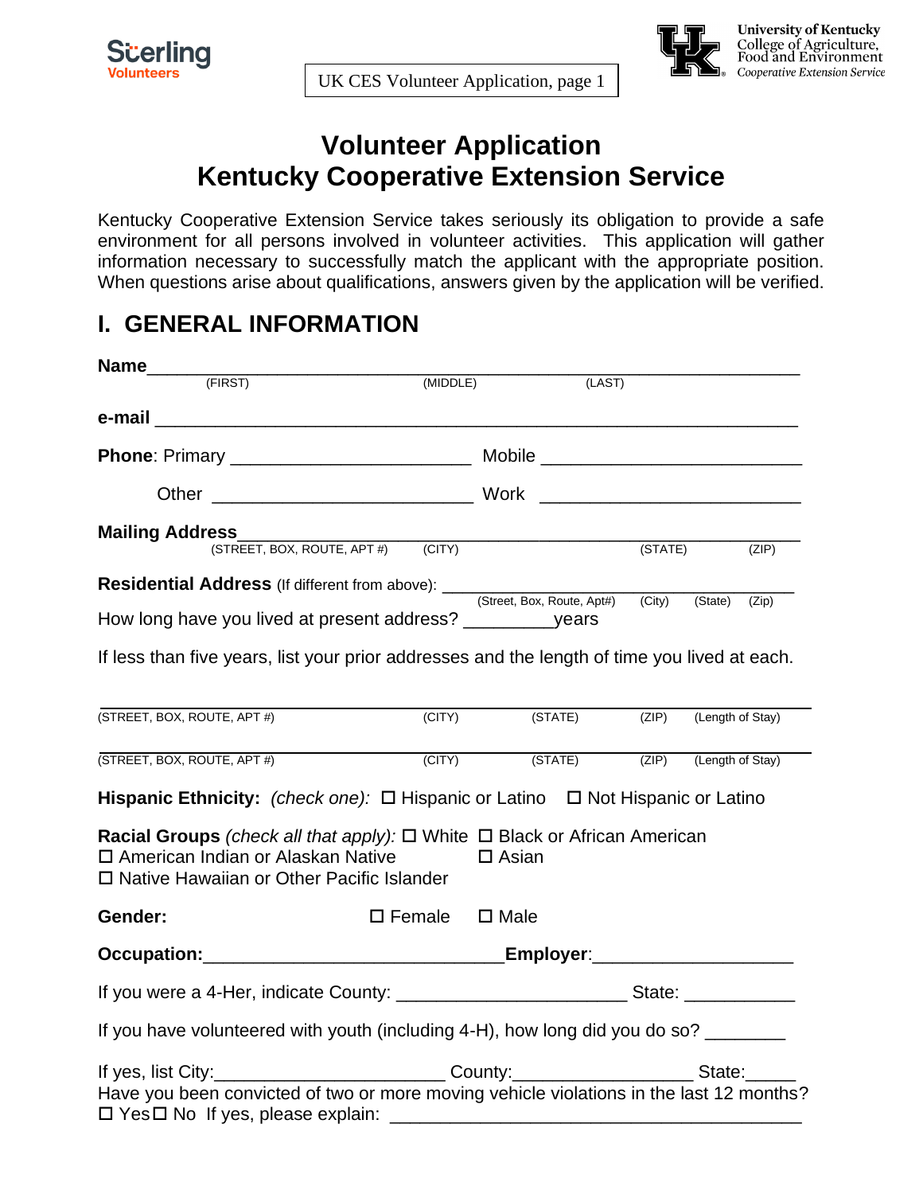Sterling Volunteers

UK CES Volunteer Application, page 1

University of Kentucky
College of Agriculture, Food and Environment
Cooperative Extension Service

# Volunteer Application
# Kentucky Cooperative Extension Service

Kentucky Cooperative Extension Service takes seriously its obligation to provide a safe environment for all persons involved in volunteer activities. This application will gather information necessary to successfully match the applicant with the appropriate position. When questions arise about qualifications, answers given by the application will be verified.

## I. GENERAL INFORMATION

**Name**______________________________________________________________
(FIRST) (MIDDLE) (LAST)

**e-mail** ______________________________________________________________

**Phone**: Primary _______________________ Mobile _________________________

Other _________________________ Work _________________________

**Mailing Address**______________________________________________________
(STREET, BOX, ROUTE, APT #) (CITY) (STATE) (ZIP)

**Residential Address** (If different from above): ______________________________
(Street, Box, Route, Apt#) (City) (State) (Zip)

How long have you lived at present address? _________years

If less than five years, list your prior addresses and the length of time you lived at each.

______________________________________________________________
(STREET, BOX, ROUTE, APT #) (CITY) (STATE) (ZIP) (Length of Stay)

______________________________________________________________
(STREET, BOX, ROUTE, APT #) (CITY) (STATE) (ZIP) (Length of Stay)

**Hispanic Ethnicity:** *(check one):* ☐ Hispanic or Latino ☐ Not Hispanic or Latino

**Racial Groups** *(check all that apply):* ☐ White ☐ Black or African American
☐ American Indian or Alaskan Native ☐ Asian
☐ Native Hawaiian or Other Pacific Islander

**Gender:** ☐ Female ☐ Male

**Occupation:**______________________________**Employer**:____________________

If you were a 4-Her, indicate County: ______________________ State: ___________

If you have volunteered with youth (including 4-H), how long did you do so? ________

If yes, list City:______________________ County:_________________ State:_____
Have you been convicted of two or more moving vehicle violations in the last 12 months?
☐ Yes ☐ No If yes, please explain: ________________________________________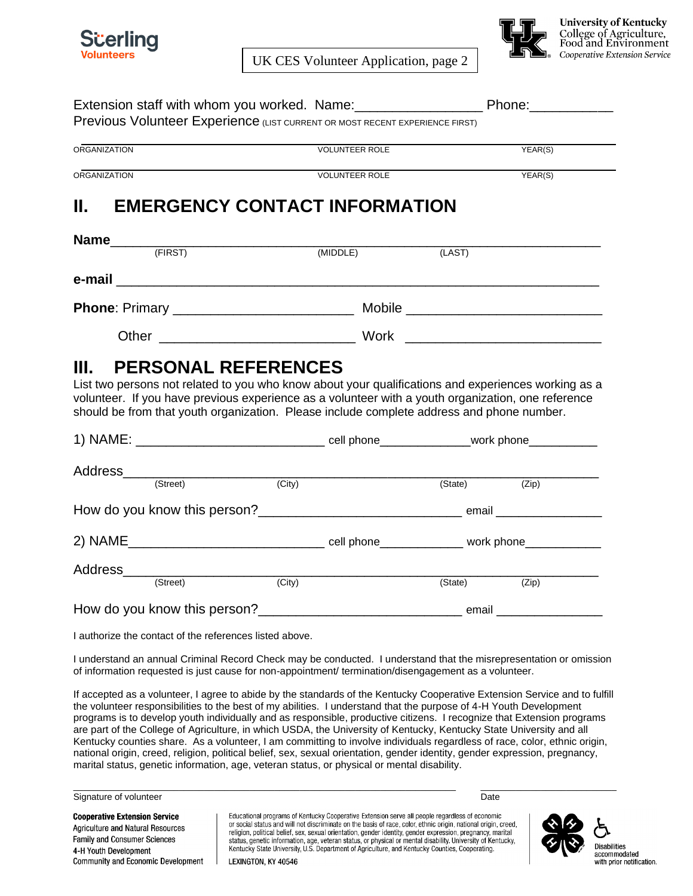UK CES Volunteer Application, page 2

Extension staff with whom you worked. Name:________________ Phone:___________

Previous Volunteer Experience (LIST CURRENT OR MOST RECENT EXPERIENCE FIRST)

| ORGANIZATION | VOLUNTEER ROLE | YEAR(S) |
| --- | --- | --- |
| | | |
| | | |

## II. EMERGENCY CONTACT INFORMATION

**Name**_______________________________________________________________
(FIRST) (MIDDLE) (LAST)

**e-mail** _______________________________________________________________

**Phone**: Primary _______________________ Mobile _________________________

Other _________________________ Work _________________________

## III. PERSONAL REFERENCES

List two persons not related to you who know about your qualifications and experiences working as a volunteer. If you have previous experience as a volunteer with a youth organization, one reference should be from that youth organization. Please include complete address and phone number.

1) NAME: __________________________ cell phone_____________work phone__________

Address_______________________________________________________________
(Street) (City) (State) (Zip)

How do you know this person?___________________________ email _______________

2) NAME___________________________ cell phone____________ work phone___________

Address_______________________________________________________________
(Street) (City) (State) (Zip)

How do you know this person?___________________________ email _______________

I authorize the contact of the references listed above.

I understand an annual Criminal Record Check may be conducted. I understand that the misrepresentation or omission of information requested is just cause for non-appointment/ termination/disengagement as a volunteer.

If accepted as a volunteer, I agree to abide by the standards of the Kentucky Cooperative Extension Service and to fulfill the volunteer responsibilities to the best of my abilities. I understand that the purpose of 4-H Youth Development programs is to develop youth individually and as responsible, productive citizens. I recognize that Extension programs are part of the College of Agriculture, in which USDA, the University of Kentucky, Kentucky State University and all Kentucky counties share. As a volunteer, I am committing to involve individuals regardless of race, color, ethnic origin, national origin, creed, religion, political belief, sex, sexual orientation, gender identity, gender expression, pregnancy, marital status, genetic information, age, veteran status, or physical or mental disability.

_______________________________________________ ____________________

Signature of volunteer Date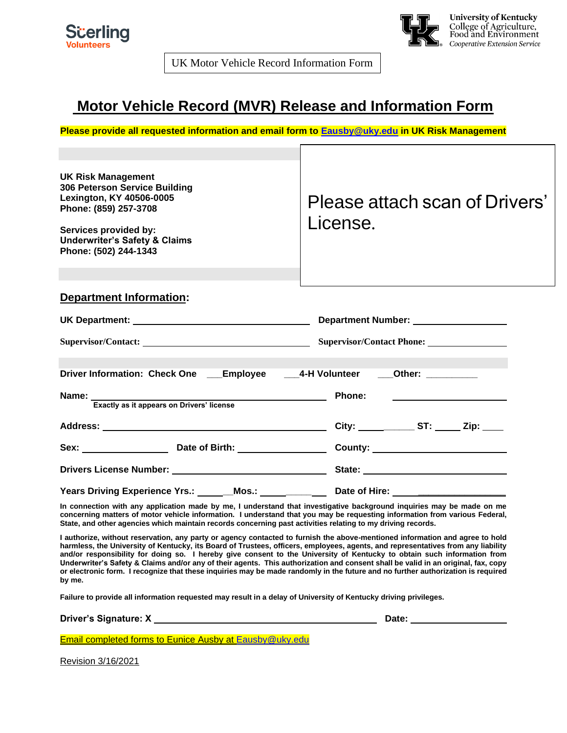Sterling Volunteers

University of Kentucky
College of Agriculture, Food and Environment
*Cooperative Extension Service*

UK Motor Vehicle Record Information Form

# Motor Vehicle Record (MVR) Release and Information Form

**Please provide all requested information and email form to [Eausby@uky.edu](mailto:Eausby@uky.edu) in UK Risk Management**

**UK Risk Management**
**306 Peterson Service Building**
**Lexington, KY 40506-0005**
**Phone: (859) 257-3708**

**Services provided by:**
**Underwriter's Safety & Claims**
**Phone: (502) 244-1343**

Please attach scan of Drivers' License.

## Department Information:

**UK Department:** ________________________ **Department Number:** ________________

**Supervisor/Contact:** ________________________ **Supervisor/Contact Phone:** ________________

**Driver Information: Check One** ___**Employee** ___**4-H Volunteer** ___**Other:** __________

**Name:** ________________________ **Phone:** ________________
**Exactly as it appears on Drivers' license**

**Address:** ________________________ **City:** __________ **ST:** _____ **Zip:** ____

**Sex:** ____________ **Date of Birth:** ____________ **County:** ________________

**Drivers License Number:** ________________________ **State:** ________________

**Years Driving Experience Yrs.:** ______**Mos.:** __________ **Date of Hire:** ________________

**In connection with any application made by me, I understand that investigative background inquiries may be made on me concerning matters of motor vehicle information. I understand that you may be requesting information from various Federal, State, and other agencies which maintain records concerning past activities relating to my driving records.**

**I authorize, without reservation, any party or agency contacted to furnish the above-mentioned information and agree to hold harmless, the University of Kentucky, its Board of Trustees, officers, employees, agents, and representatives from any liability and/or responsibility for doing so. I hereby give consent to the University of Kentucky to obtain such information from Underwriter's Safety & Claims and/or any of their agents. This authorization and consent shall be valid in an original, fax, copy or electronic form. I recognize that these inquiries may be made randomly in the future and no further authorization is required by me.**

**Failure to provide all information requested may result in a delay of University of Kentucky driving privileges.**

**Driver's Signature: X** ________________________________ **Date:** ________________

Email completed forms to Eunice Ausby at [Eausby@uky.edu](mailto:Eausby@uky.edu)

Revision 3/16/2021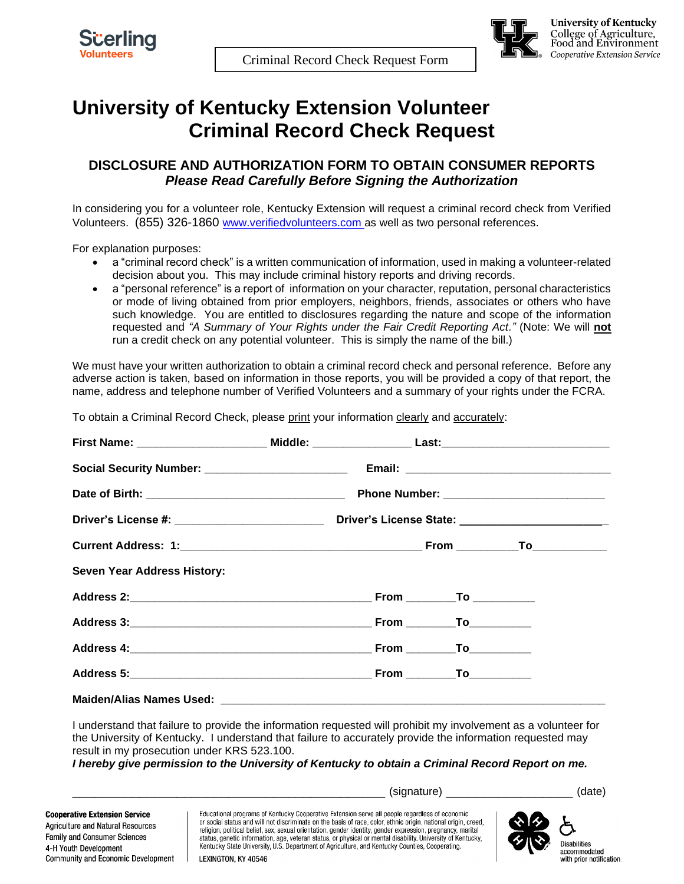Sterling Volunteers

Criminal Record Check Request Form

University of Kentucky
College of Agriculture, Food and Environment
*Cooperative Extension Service*

# University of Kentucky Extension Volunteer Criminal Record Check Request

## DISCLOSURE AND AUTHORIZATION FORM TO OBTAIN CONSUMER REPORTS

***Please Read Carefully Before Signing the Authorization***

In considering you for a volunteer role, Kentucky Extension will request a criminal record check from Verified Volunteers. (855) 326-1860 www.verifiedvolunteers.com as well as two personal references.

For explanation purposes:

- a "criminal record check" is a written communication of information, used in making a volunteer-related decision about you. This may include criminal history reports and driving records.
- a "personal reference" is a report of information on your character, reputation, personal characteristics or mode of living obtained from prior employers, neighbors, friends, associates or others who have such knowledge. You are entitled to disclosures regarding the nature and scope of the information requested and *"A Summary of Your Rights under the Fair Credit Reporting Act."* (Note: We will **not** run a credit check on any potential volunteer. This is simply the name of the bill.)

We must have your written authorization to obtain a criminal record check and personal reference. Before any adverse action is taken, based on information in those reports, you will be provided a copy of that report, the name, address and telephone number of Verified Volunteers and a summary of your rights under the FCRA.

To obtain a Criminal Record Check, please print your information clearly and accurately:

**First Name:** ____________________ **Middle:** _______________ **Last:** __________________________

**Social Security Number:** ______________________ **Email:** ________________________________

**Date of Birth:** _______________________________ **Phone Number:** _________________________

**Driver's License #:** _______________________ **Driver's License State:** _______________________

**Current Address: 1:** ______________________________________ **From** _________ **To** ___________

**Seven Year Address History:**

**Address 2:** ______________________________________ **From** ________ **To** _________

**Address 3:** ______________________________________ **From** ________ **To** _________

**Address 4:** ______________________________________ **From** ________ **To** _________

**Address 5:** ______________________________________ **From** ________ **To** _________

**Maiden/Alias Names Used:** ___________________________________________________________

I understand that failure to provide the information requested will prohibit my involvement as a volunteer for the University of Kentucky. I understand that failure to accurately provide the information requested may result in my prosecution under KRS 523.100.

***I hereby give permission to the University of Kentucky to obtain a Criminal Record Report on me.***

_________________________________________________ (signature) ___________________ (date)

**Cooperative Extension Service**
Agriculture and Natural Resources
Family and Consumer Sciences
4-H Youth Development
Community and Economic Development

Educational programs of Kentucky Cooperative Extension serve all people regardless of economic or social status and will not discriminate on the basis of race, color, ethnic origin, national origin, creed, religion, political belief, sex, sexual orientation, gender identity, gender expression, pregnancy, marital status, genetic information, age, veteran status, or physical or mental disability. University of Kentucky, Kentucky State University, U.S. Department of Agriculture, and Kentucky Counties, Cooperating.

LEXINGTON, KY 40546

Disabilities accommodated with prior notification.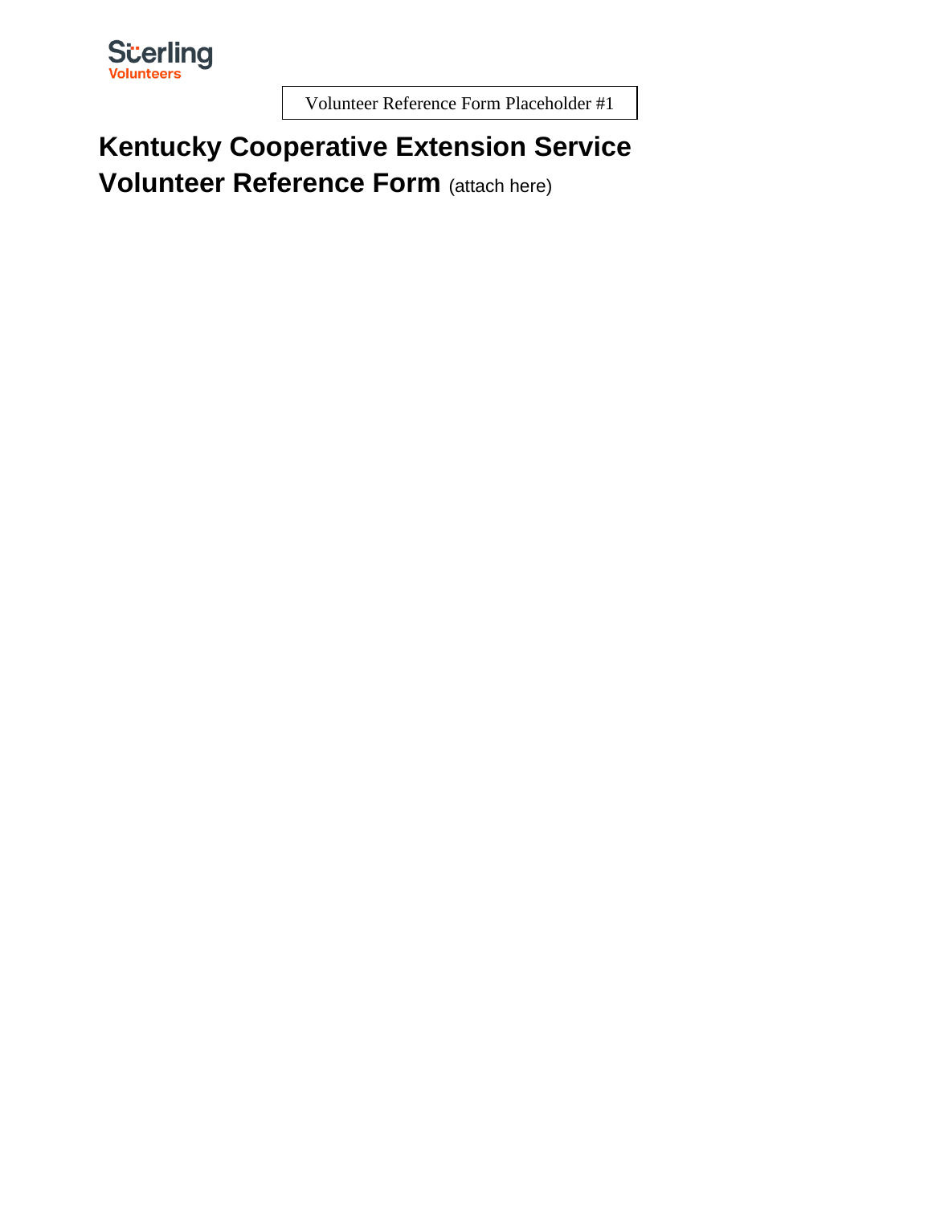Sterling Volunteers

Volunteer Reference Form Placeholder #1

# Kentucky Cooperative Extension Service Volunteer Reference Form (attach here)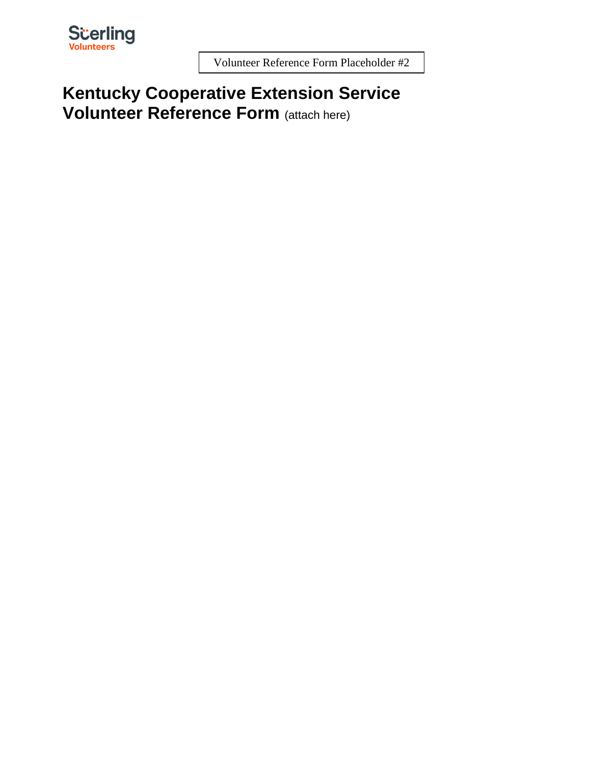Sterling Volunteers

Volunteer Reference Form Placeholder #2

# Kentucky Cooperative Extension Service Volunteer Reference Form (attach here)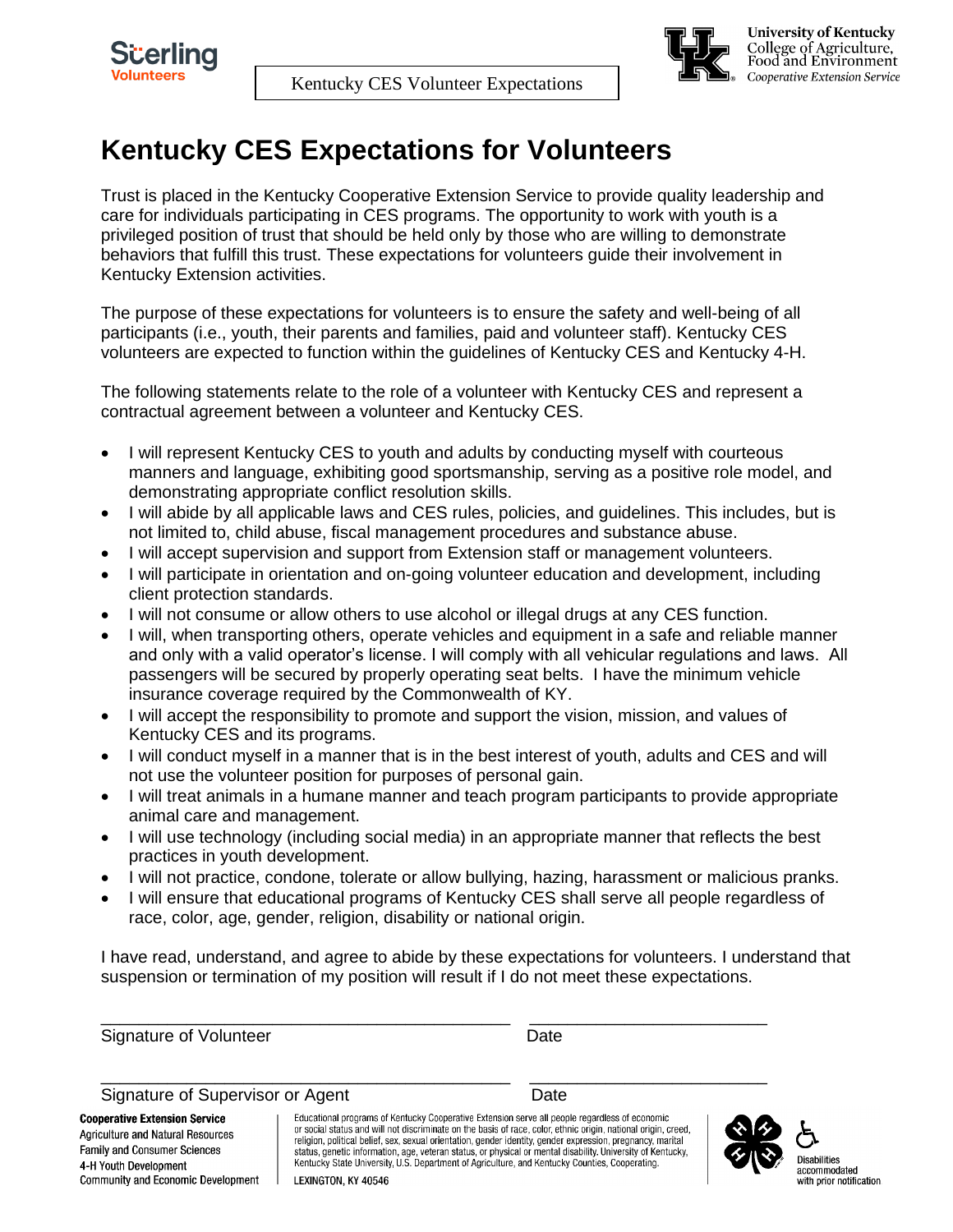Kentucky CES Volunteer Expectations

# Kentucky CES Expectations for Volunteers

Trust is placed in the Kentucky Cooperative Extension Service to provide quality leadership and care for individuals participating in CES programs. The opportunity to work with youth is a privileged position of trust that should be held only by those who are willing to demonstrate behaviors that fulfill this trust. These expectations for volunteers guide their involvement in Kentucky Extension activities.

The purpose of these expectations for volunteers is to ensure the safety and well-being of all participants (i.e., youth, their parents and families, paid and volunteer staff). Kentucky CES volunteers are expected to function within the guidelines of Kentucky CES and Kentucky 4-H.

The following statements relate to the role of a volunteer with Kentucky CES and represent a contractual agreement between a volunteer and Kentucky CES.

- I will represent Kentucky CES to youth and adults by conducting myself with courteous manners and language, exhibiting good sportsmanship, serving as a positive role model, and demonstrating appropriate conflict resolution skills.
- I will abide by all applicable laws and CES rules, policies, and guidelines. This includes, but is not limited to, child abuse, fiscal management procedures and substance abuse.
- I will accept supervision and support from Extension staff or management volunteers.
- I will participate in orientation and on-going volunteer education and development, including client protection standards.
- I will not consume or allow others to use alcohol or illegal drugs at any CES function.
- I will, when transporting others, operate vehicles and equipment in a safe and reliable manner and only with a valid operator's license. I will comply with all vehicular regulations and laws. All passengers will be secured by properly operating seat belts. I have the minimum vehicle insurance coverage required by the Commonwealth of KY.
- I will accept the responsibility to promote and support the vision, mission, and values of Kentucky CES and its programs.
- I will conduct myself in a manner that is in the best interest of youth, adults and CES and will not use the volunteer position for purposes of personal gain.
- I will treat animals in a humane manner and teach program participants to provide appropriate animal care and management.
- I will use technology (including social media) in an appropriate manner that reflects the best practices in youth development.
- I will not practice, condone, tolerate or allow bullying, hazing, harassment or malicious pranks.
- I will ensure that educational programs of Kentucky CES shall serve all people regardless of race, color, age, gender, religion, disability or national origin.

I have read, understand, and agree to abide by these expectations for volunteers. I understand that suspension or termination of my position will result if I do not meet these expectations.

\_\_\_\_\_\_\_\_\_\_\_\_\_\_\_\_\_\_\_\_\_\_\_\_\_\_\_\_\_\_\_\_\_\_\_\_\_\_\_\_ \_\_\_\_\_\_\_\_\_\_\_\_\_\_\_\_\_\_\_\_\_\_\_\_\_\_

Signature of Volunteer Date

\_\_\_\_\_\_\_\_\_\_\_\_\_\_\_\_\_\_\_\_\_\_\_\_\_\_\_\_\_\_\_\_\_\_\_\_\_\_\_\_ \_\_\_\_\_\_\_\_\_\_\_\_\_\_\_\_\_\_\_\_\_\_\_\_\_\_

Signature of Supervisor or Agent Date

**Cooperative Extension Service**
Agriculture and Natural Resources
Family and Consumer Sciences
4-H Youth Development
Community and Economic Development

Educational programs of Kentucky Cooperative Extension serve all people regardless of economic or social status and will not discriminate on the basis of race, color, ethnic origin, national origin, creed, religion, political belief, sex, sexual orientation, gender identity, gender expression, pregnancy, marital status, genetic information, age, veteran status, or physical or mental disability. University of Kentucky, Kentucky State University, U.S. Department of Agriculture, and Kentucky Counties, Cooperating.

LEXINGTON, KY 40546

Disabilities accommodated with prior notification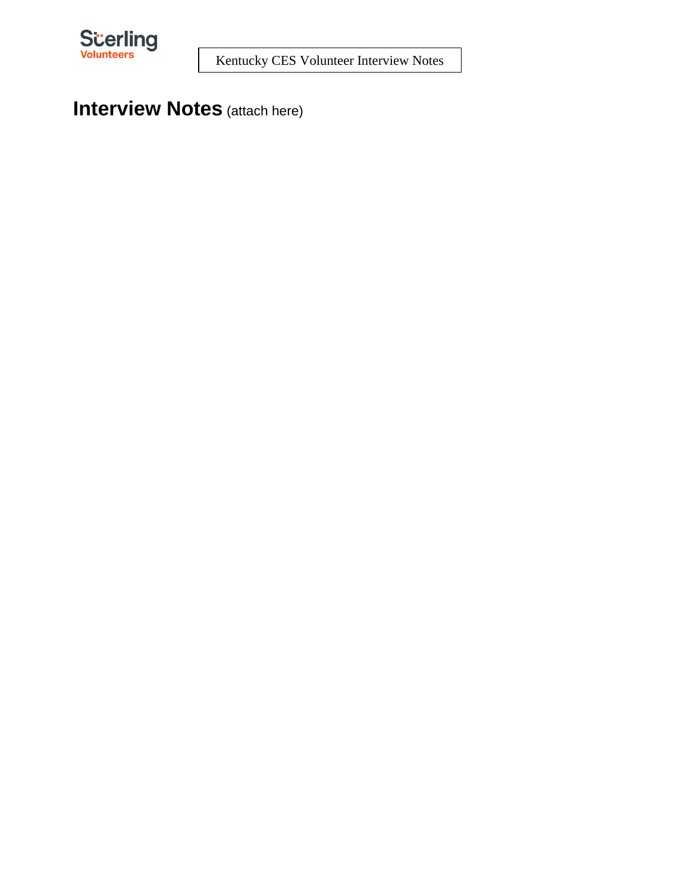Sterling Volunteers

Kentucky CES Volunteer Interview Notes

# Interview Notes (attach here)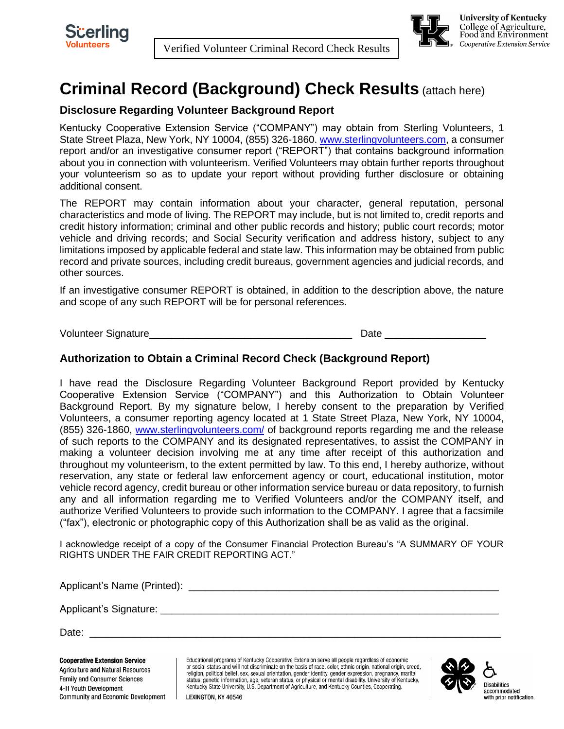Verified Volunteer Criminal Record Check Results

# Criminal Record (Background) Check Results (attach here)

### Disclosure Regarding Volunteer Background Report

Kentucky Cooperative Extension Service ("COMPANY") may obtain from Sterling Volunteers, 1 State Street Plaza, New York, NY 10004, (855) 326-1860. www.sterlingvolunteers.com, a consumer report and/or an investigative consumer report ("REPORT") that contains background information about you in connection with volunteerism. Verified Volunteers may obtain further reports throughout your volunteerism so as to update your report without providing further disclosure or obtaining additional consent.

The REPORT may contain information about your character, general reputation, personal characteristics and mode of living. The REPORT may include, but is not limited to, credit reports and credit history information; criminal and other public records and history; public court records; motor vehicle and driving records; and Social Security verification and address history, subject to any limitations imposed by applicable federal and state law. This information may be obtained from public record and private sources, including credit bureaus, government agencies and judicial records, and other sources.

If an investigative consumer REPORT is obtained, in addition to the description above, the nature and scope of any such REPORT will be for personal references.

Volunteer Signature__________________________________ Date _________________

### Authorization to Obtain a Criminal Record Check (Background Report)

I have read the Disclosure Regarding Volunteer Background Report provided by Kentucky Cooperative Extension Service ("COMPANY") and this Authorization to Obtain Volunteer Background Report. By my signature below, I hereby consent to the preparation by Verified Volunteers, a consumer reporting agency located at 1 State Street Plaza, New York, NY 10004, (855) 326-1860, www.sterlingvolunteers.com/ of background reports regarding me and the release of such reports to the COMPANY and its designated representatives, to assist the COMPANY in making a volunteer decision involving me at any time after receipt of this authorization and throughout my volunteerism, to the extent permitted by law. To this end, I hereby authorize, without reservation, any state or federal law enforcement agency or court, educational institution, motor vehicle record agency, credit bureau or other information service bureau or data repository, to furnish any and all information regarding me to Verified Volunteers and/or the COMPANY itself, and authorize Verified Volunteers to provide such information to the COMPANY. I agree that a facsimile ("fax"), electronic or photographic copy of this Authorization shall be as valid as the original.

I acknowledge receipt of a copy of the Consumer Financial Protection Bureau's "A SUMMARY OF YOUR RIGHTS UNDER THE FAIR CREDIT REPORTING ACT."

Applicant's Name (Printed): ____________________________________________________

Applicant's Signature: ________________________________________________________

Date: ______________________________________________________________________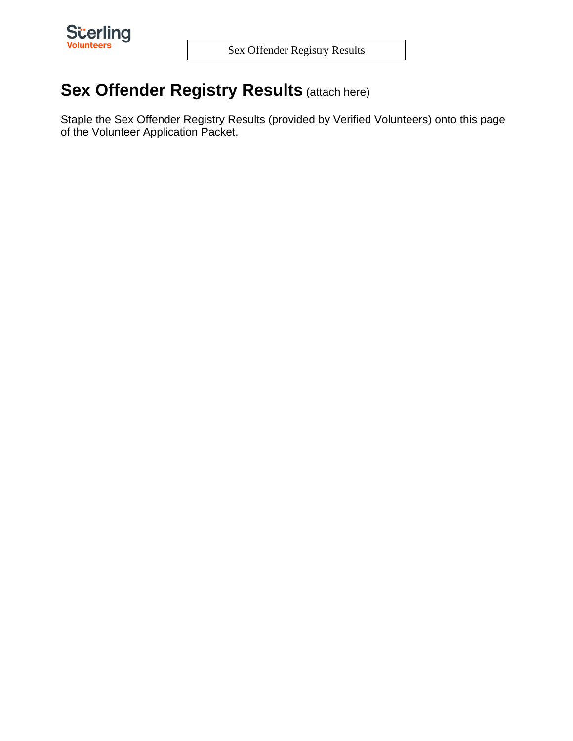# Sex Offender Registry Results (attach here)

Staple the Sex Offender Registry Results (provided by Verified Volunteers) onto this page of the Volunteer Application Packet.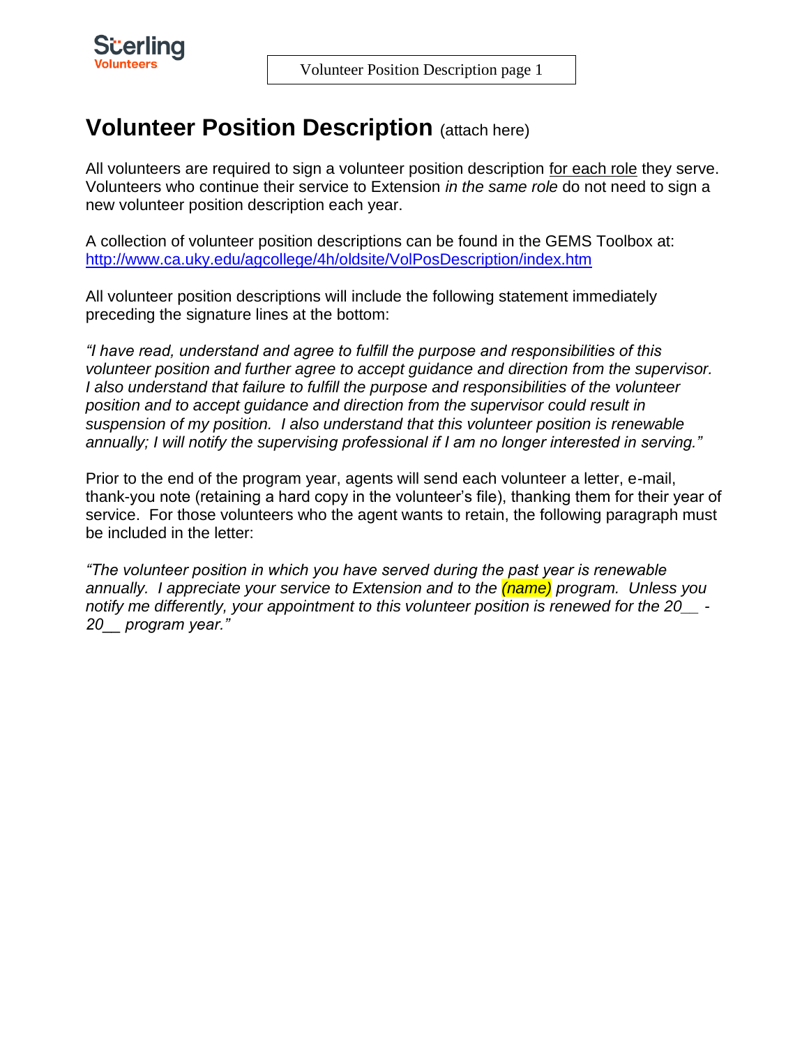# Volunteer Position Description (attach here)

All volunteers are required to sign a volunteer position description for each role they serve. Volunteers who continue their service to Extension *in the same role* do not need to sign a new volunteer position description each year.

A collection of volunteer position descriptions can be found in the GEMS Toolbox at: http://www.ca.uky.edu/agcollege/4h/oldsite/VolPosDescription/index.htm

All volunteer position descriptions will include the following statement immediately preceding the signature lines at the bottom:

*"I have read, understand and agree to fulfill the purpose and responsibilities of this volunteer position and further agree to accept guidance and direction from the supervisor. I also understand that failure to fulfill the purpose and responsibilities of the volunteer position and to accept guidance and direction from the supervisor could result in suspension of my position. I also understand that this volunteer position is renewable annually; I will notify the supervising professional if I am no longer interested in serving."*

Prior to the end of the program year, agents will send each volunteer a letter, e-mail, thank-you note (retaining a hard copy in the volunteer's file), thanking them for their year of service. For those volunteers who the agent wants to retain, the following paragraph must be included in the letter:

*"The volunteer position in which you have served during the past year is renewable annually. I appreciate your service to Extension and to the (name) program. Unless you notify me differently, your appointment to this volunteer position is renewed for the 20__ - 20__ program year."*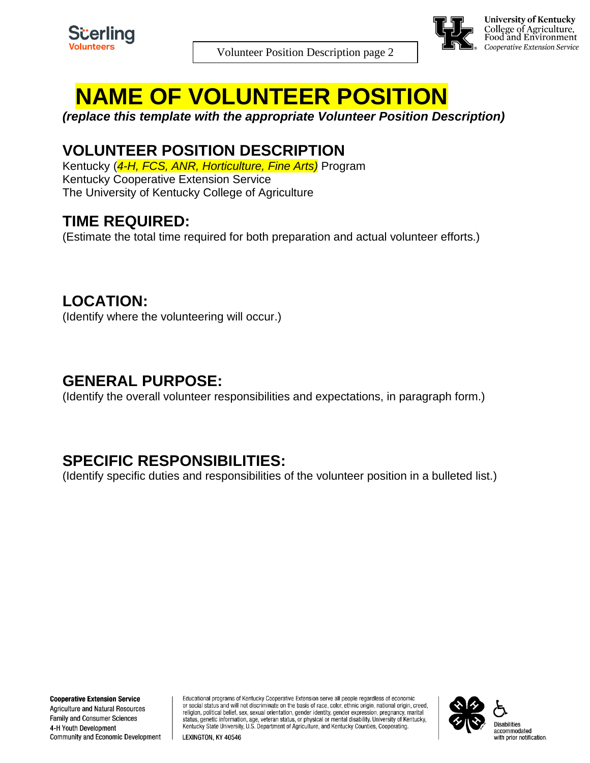Volunteer Position Description page 2

# NAME OF VOLUNTEER POSITION

***(replace this template with the appropriate Volunteer Position Description)***

## VOLUNTEER POSITION DESCRIPTION

Kentucky (*4-H, FCS, ANR, Horticulture, Fine Arts)* Program
Kentucky Cooperative Extension Service
The University of Kentucky College of Agriculture

## TIME REQUIRED:

(Estimate the total time required for both preparation and actual volunteer efforts.)

## LOCATION:

(Identify where the volunteering will occur.)

## GENERAL PURPOSE:

(Identify the overall volunteer responsibilities and expectations, in paragraph form.)

## SPECIFIC RESPONSIBILITIES:

(Identify specific duties and responsibilities of the volunteer position in a bulleted list.)

**Cooperative Extension Service**
Agriculture and Natural Resources
Family and Consumer Sciences
4-H Youth Development
Community and Economic Development

Educational programs of Kentucky Cooperative Extension serve all people regardless of economic or social status and will not discriminate on the basis of race, color, ethnic origin, national origin, creed, religion, political belief, sex, sexual orientation, gender identity, gender expression, pregnancy, marital status, genetic information, age, veteran status, or physical or mental disability. University of Kentucky, Kentucky State University, U.S. Department of Agriculture, and Kentucky Counties, Cooperating.

LEXINGTON, KY 40546

Disabilities accommodated with prior notification.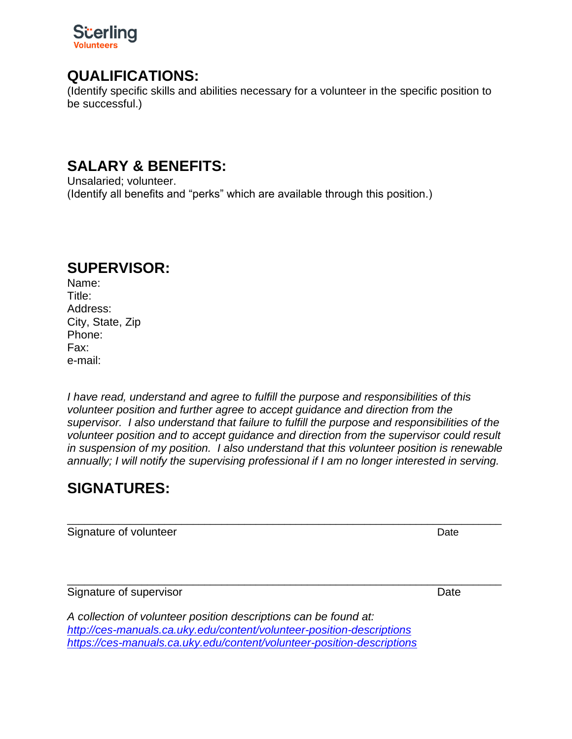## QUALIFICATIONS:

(Identify specific skills and abilities necessary for a volunteer in the specific position to be successful.)

## SALARY & BENEFITS:

Unsalaried; volunteer.
(Identify all benefits and "perks" which are available through this position.)

## SUPERVISOR:

Name:
Title:
Address:
City, State, Zip
Phone:
Fax:
e-mail:

*I have read, understand and agree to fulfill the purpose and responsibilities of this volunteer position and further agree to accept guidance and direction from the supervisor. I also understand that failure to fulfill the purpose and responsibilities of the volunteer position and to accept guidance and direction from the supervisor could result in suspension of my position. I also understand that this volunteer position is renewable annually; I will notify the supervising professional if I am no longer interested in serving.*

## SIGNATURES:

\_\_\_\_\_\_\_\_\_\_\_\_\_\_\_\_\_\_\_\_\_\_\_\_\_\_\_\_\_\_\_\_\_\_\_\_\_\_\_\_\_\_\_\_\_\_\_\_\_\_\_\_\_\_\_\_\_\_\_\_\_\_\_\_
Signature of volunteer                                                                                   Date

\_\_\_\_\_\_\_\_\_\_\_\_\_\_\_\_\_\_\_\_\_\_\_\_\_\_\_\_\_\_\_\_\_\_\_\_\_\_\_\_\_\_\_\_\_\_\_\_\_\_\_\_\_\_\_\_\_\_\_\_\_\_\_\_
Signature of supervisor                                                                                   Date

*A collection of volunteer position descriptions can be found at:*
*http://ces-manuals.ca.uky.edu/content/volunteer-position-descriptions*
*https://ces-manuals.ca.uky.edu/content/volunteer-position-descriptions*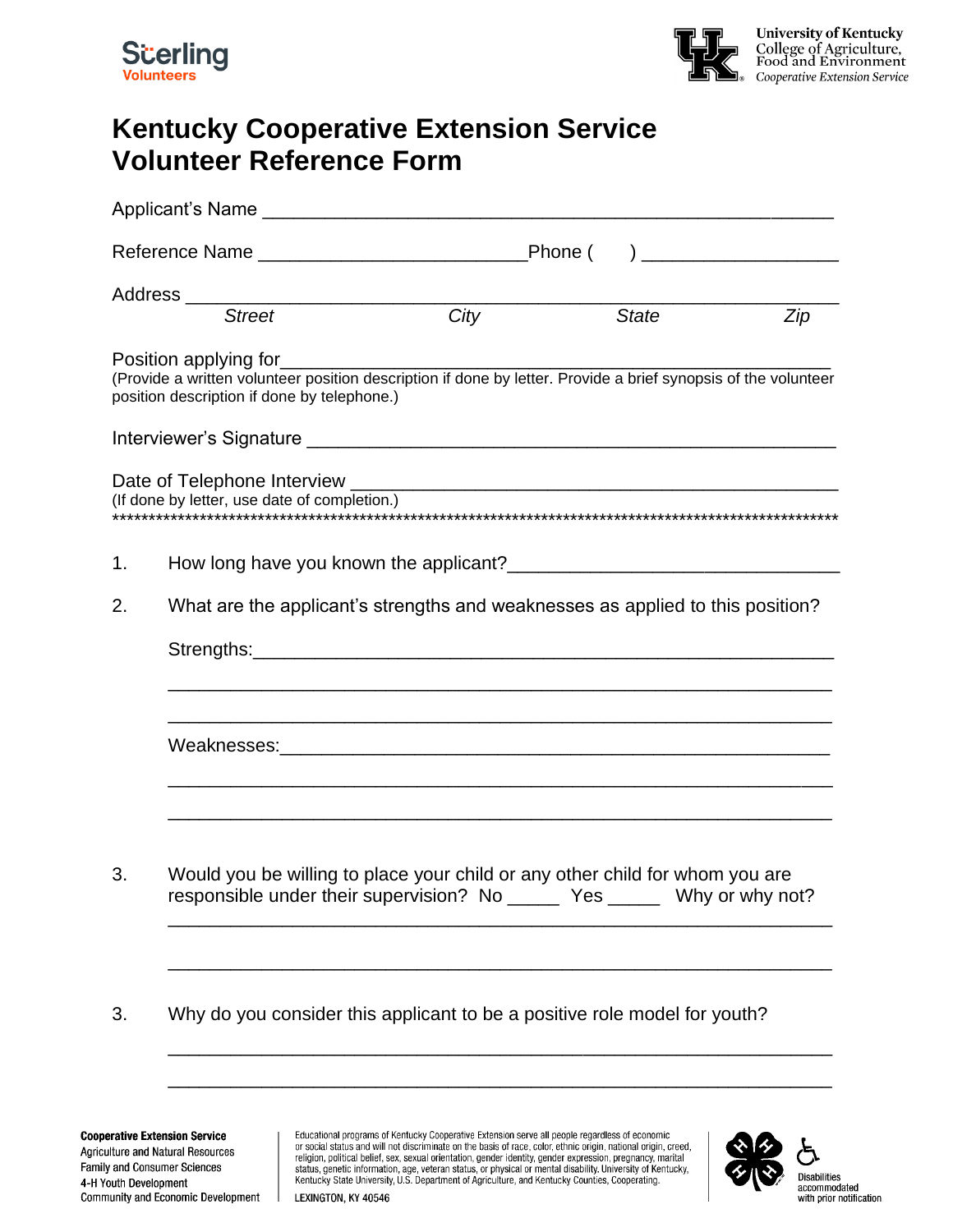Sterling Volunteers

University of Kentucky
College of Agriculture, Food and Environment
Cooperative Extension Service

# Kentucky Cooperative Extension Service Volunteer Reference Form

Applicant's Name ______________________________________________________

Reference Name ___________________________Phone (      ) ___________________

Address ______________________________________________________________
*Street* *City* *State* *Zip*

Position applying for___________________________________________________
(Provide a written volunteer position description if done by letter. Provide a brief synopsis of the volunteer position description if done by telephone.)

Interviewer's Signature _________________________________________________

Date of Telephone Interview ______________________________________________
(If done by letter, use date of completion.)

****************************************************************************************************

1. How long have you known the applicant?________________________________

2. What are the applicant's strengths and weaknesses as applied to this position?

   Strengths:_________________________________________________________

   ___________________________________________________________________

   ___________________________________________________________________

   Weaknesses:_______________________________________________________

   ___________________________________________________________________

   ___________________________________________________________________

3. Would you be willing to place your child or any other child for whom you are responsible under their supervision? No _____ Yes _____ Why or why not?

   ___________________________________________________________________

   ___________________________________________________________________

3. Why do you consider this applicant to be a positive role model for youth?

   ___________________________________________________________________

   ___________________________________________________________________

**Cooperative Extension Service**
Agriculture and Natural Resources
Family and Consumer Sciences
4-H Youth Development
Community and Economic Development

Educational programs of Kentucky Cooperative Extension serve all people regardless of economic or social status and will not discriminate on the basis of race, color, ethnic origin, national origin, creed, religion, political belief, sex, sexual orientation, gender identity, gender expression, pregnancy, marital status, genetic information, age, veteran status, or physical or mental disability. University of Kentucky, Kentucky State University, U.S. Department of Agriculture, and Kentucky Counties, Cooperating.
LEXINGTON, KY 40546

Disabilities accommodated with prior notification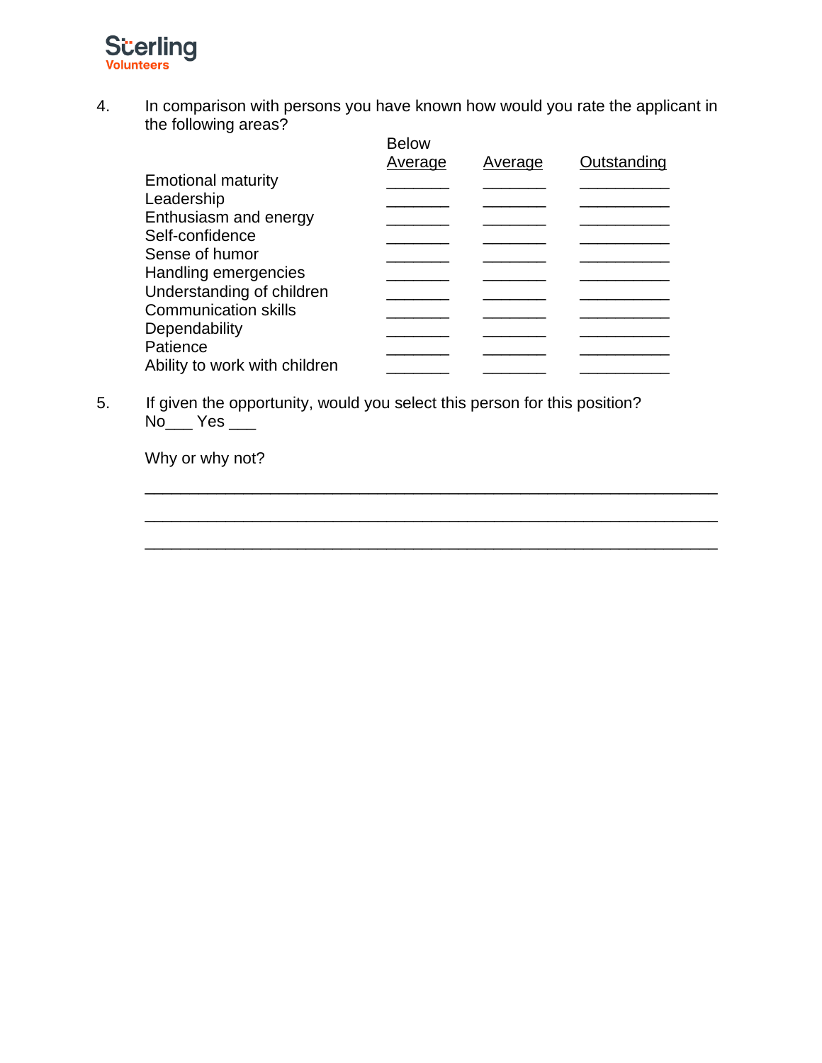4. In comparison with persons you have known how would you rate the applicant in the following areas?

| | Below Average | Average | Outstanding |
|---|---|---|---|
| Emotional maturity | _______ | _______ | __________ |
| Leadership | _______ | _______ | __________ |
| Enthusiasm and energy | _______ | _______ | __________ |
| Self-confidence | _______ | _______ | __________ |
| Sense of humor | _______ | _______ | __________ |
| Handling emergencies | _______ | _______ | __________ |
| Understanding of children | _______ | _______ | __________ |
| Communication skills | _______ | _______ | __________ |
| Dependability | _______ | _______ | __________ |
| Patience | _______ | _______ | __________ |
| Ability to work with children | _______ | _______ | __________ |

5. If given the opportunity, would you select this person for this position?
   No___ Yes ___

   Why or why not?

   ____________________________________________________________

   ____________________________________________________________

   ____________________________________________________________